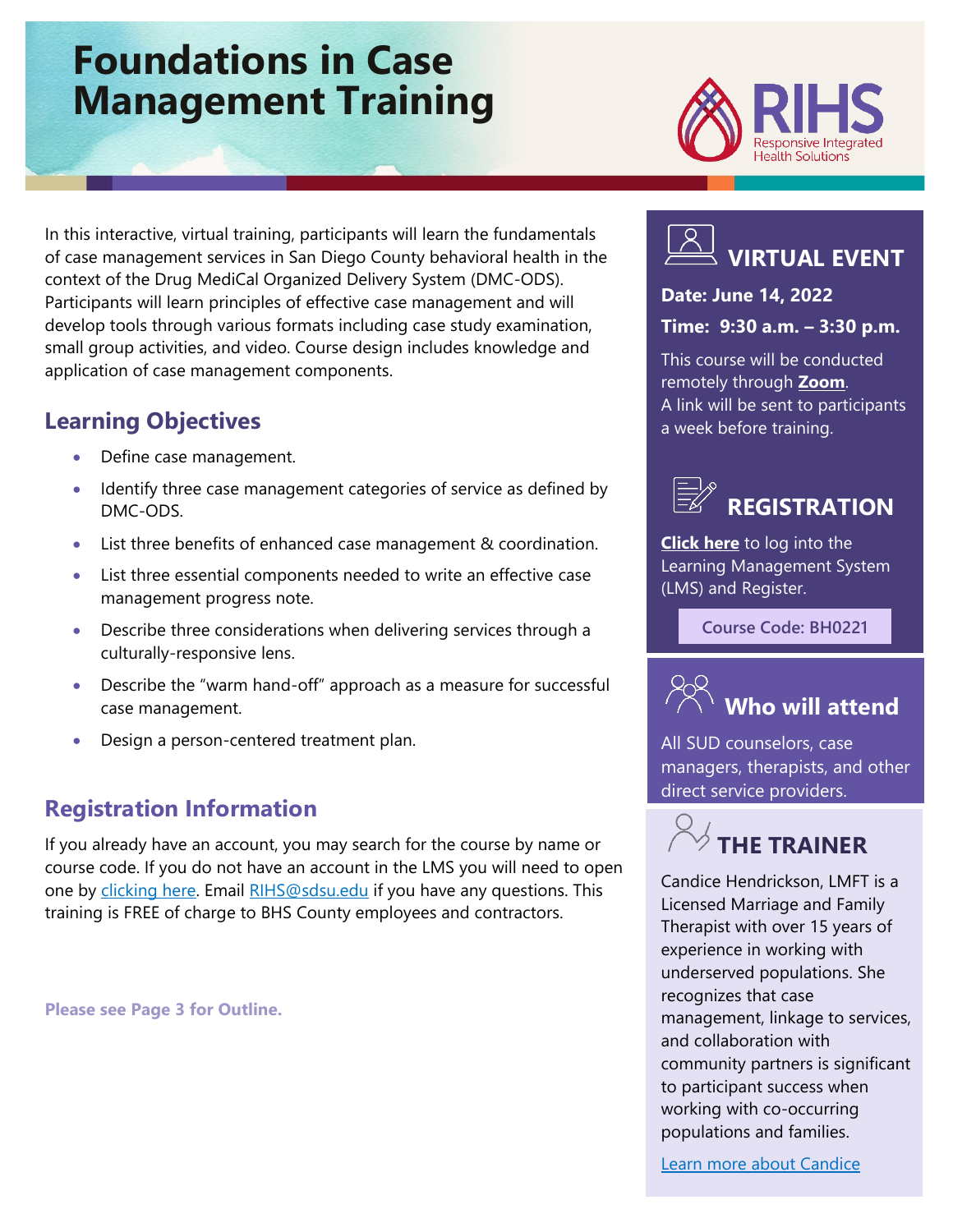# Foundations in Case Management Training

RIHS
Responsive Integrated Health Solutions

In this interactive, virtual training, participants will learn the fundamentals of case management services in San Diego County behavioral health in the context of the Drug MediCal Organized Delivery System (DMC-ODS). Participants will learn principles of effective case management and will develop tools through various formats including case study examination, small group activities, and video. Course design includes knowledge and application of case management components.

## Learning Objectives

- Define case management.
- Identify three case management categories of service as defined by DMC-ODS.
- List three benefits of enhanced case management & coordination.
- List three essential components needed to write an effective case management progress note.
- Describe three considerations when delivering services through a culturally-responsive lens.
- Describe the "warm hand-off" approach as a measure for successful case management.
- Design a person-centered treatment plan.

## Registration Information

If you already have an account, you may search for the course by name or course code. If you do not have an account in the LMS you will need to open one by clicking here. Email RIHS@sdsu.edu if you have any questions. This training is FREE of charge to BHS County employees and contractors.

**Please see Page 3 for Outline.**

## VIRTUAL EVENT

**Date: June 14, 2022**

**Time: 9:30 a.m. – 3:30 p.m.**

This course will be conducted remotely through **Zoom**. A link will be sent to participants a week before training.

## REGISTRATION

**Click here** to log into the Learning Management System (LMS) and Register.

Course Code: BH0221

## Who will attend

All SUD counselors, case managers, therapists, and other direct service providers.

## THE TRAINER

Candice Hendrickson, LMFT is a Licensed Marriage and Family Therapist with over 15 years of experience in working with underserved populations. She recognizes that case management, linkage to services, and collaboration with community partners is significant to participant success when working with co-occurring populations and families.

Learn more about Candice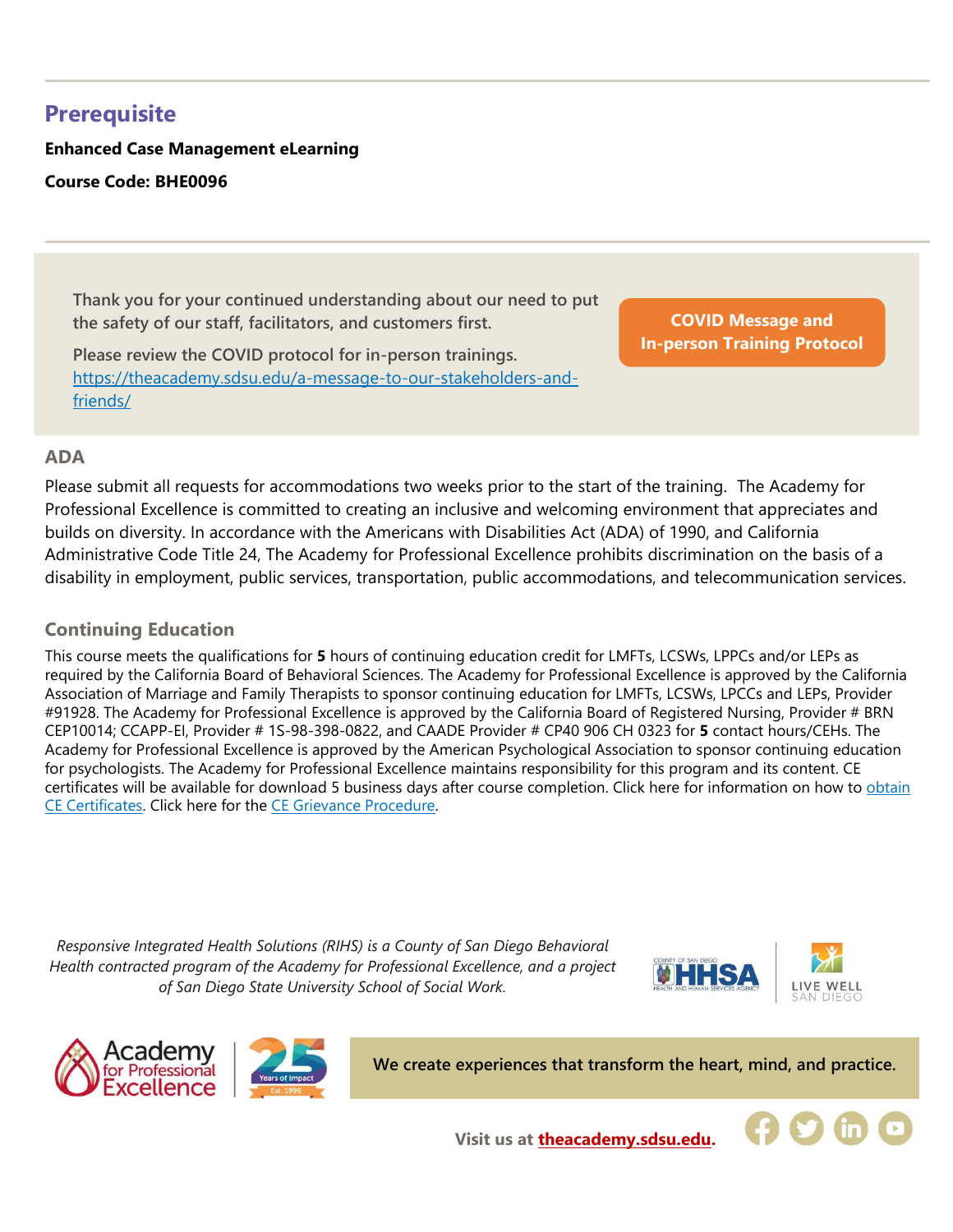## Prerequisite

**Enhanced Case Management eLearning**

**Course Code: BHE0096**

Thank you for your continued understanding about our need to put the safety of our staff, facilitators, and customers first.

Please review the COVID protocol for in-person trainings. [https://theacademy.sdsu.edu/a-message-to-our-stakeholders-and-friends/](https://theacademy.sdsu.edu/a-message-to-our-stakeholders-and-friends/)

**COVID Message and In-person Training Protocol**

### ADA

Please submit all requests for accommodations two weeks prior to the start of the training. The Academy for Professional Excellence is committed to creating an inclusive and welcoming environment that appreciates and builds on diversity. In accordance with the Americans with Disabilities Act (ADA) of 1990, and California Administrative Code Title 24, The Academy for Professional Excellence prohibits discrimination on the basis of a disability in employment, public services, transportation, public accommodations, and telecommunication services.

### Continuing Education

This course meets the qualifications for **5** hours of continuing education credit for LMFTs, LCSWs, LPPCs and/or LEPs as required by the California Board of Behavioral Sciences. The Academy for Professional Excellence is approved by the California Association of Marriage and Family Therapists to sponsor continuing education for LMFTs, LCSWs, LPCCs and LEPs, Provider #91928. The Academy for Professional Excellence is approved by the California Board of Registered Nursing, Provider # BRN CEP10014; CCAPP-EI, Provider # 1S-98-398-0822, and CAADE Provider # CP40 906 CH 0323 for **5** contact hours/CEHs. The Academy for Professional Excellence is approved by the American Psychological Association to sponsor continuing education for psychologists. The Academy for Professional Excellence maintains responsibility for this program and its content. CE certificates will be available for download 5 business days after course completion. Click here for information on how to obtain CE Certificates. Click here for the CE Grievance Procedure.

*Responsive Integrated Health Solutions (RIHS) is a County of San Diego Behavioral Health contracted program of the Academy for Professional Excellence, and a project of San Diego State University School of Social Work.*

**We create experiences that transform the heart, mind, and practice.**

**Visit us at theacademy.sdsu.edu.**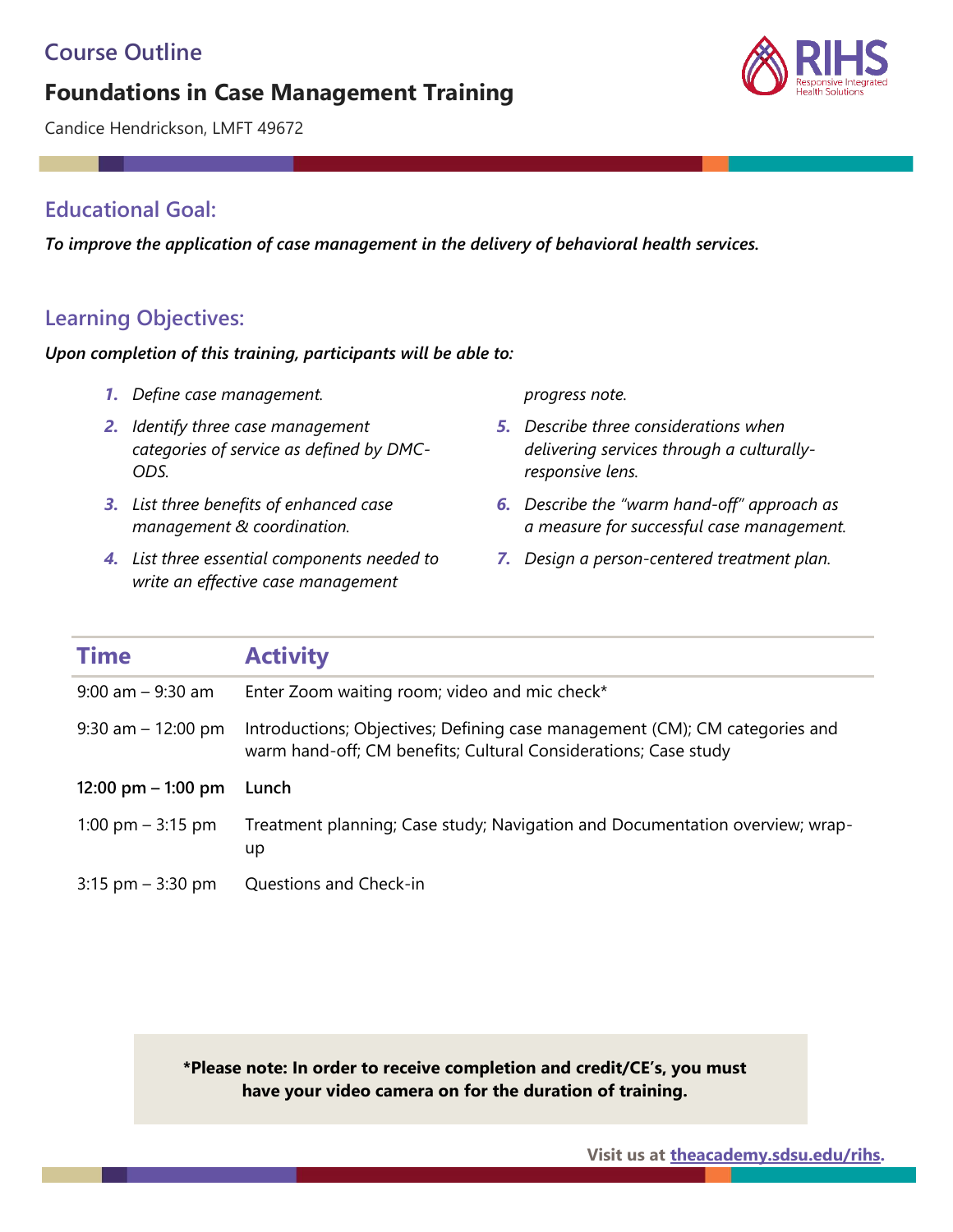## Course Outline

# Foundations in Case Management Training

Candice Hendrickson, LMFT 49672

## Educational Goal:

***To improve the application of case management in the delivery of behavioral health services.***

## Learning Objectives:

***Upon completion of this training, participants will be able to:***

1. *Define case management.*
2. *Identify three case management categories of service as defined by DMC-ODS.*
3. *List three benefits of enhanced case management & coordination.*
4. *List three essential components needed to write an effective case management progress note.*
5. *Describe three considerations when delivering services through a culturally-responsive lens.*
6. *Describe the "warm hand-off" approach as a measure for successful case management.*
7. *Design a person-centered treatment plan.*

| Time | Activity |
|---|---|
| 9:00 am – 9:30 am | Enter Zoom waiting room; video and mic check* |
| 9:30 am – 12:00 pm | Introductions; Objectives; Defining case management (CM); CM categories and warm hand-off; CM benefits; Cultural Considerations; Case study |
| **12:00 pm – 1:00 pm** | **Lunch** |
| 1:00 pm – 3:15 pm | Treatment planning; Case study; Navigation and Documentation overview; wrap-up |
| 3:15 pm – 3:30 pm | Questions and Check-in |

**\*Please note: In order to receive completion and credit/CE's, you must have your video camera on for the duration of training.**

**Visit us at theacademy.sdsu.edu/rihs.**